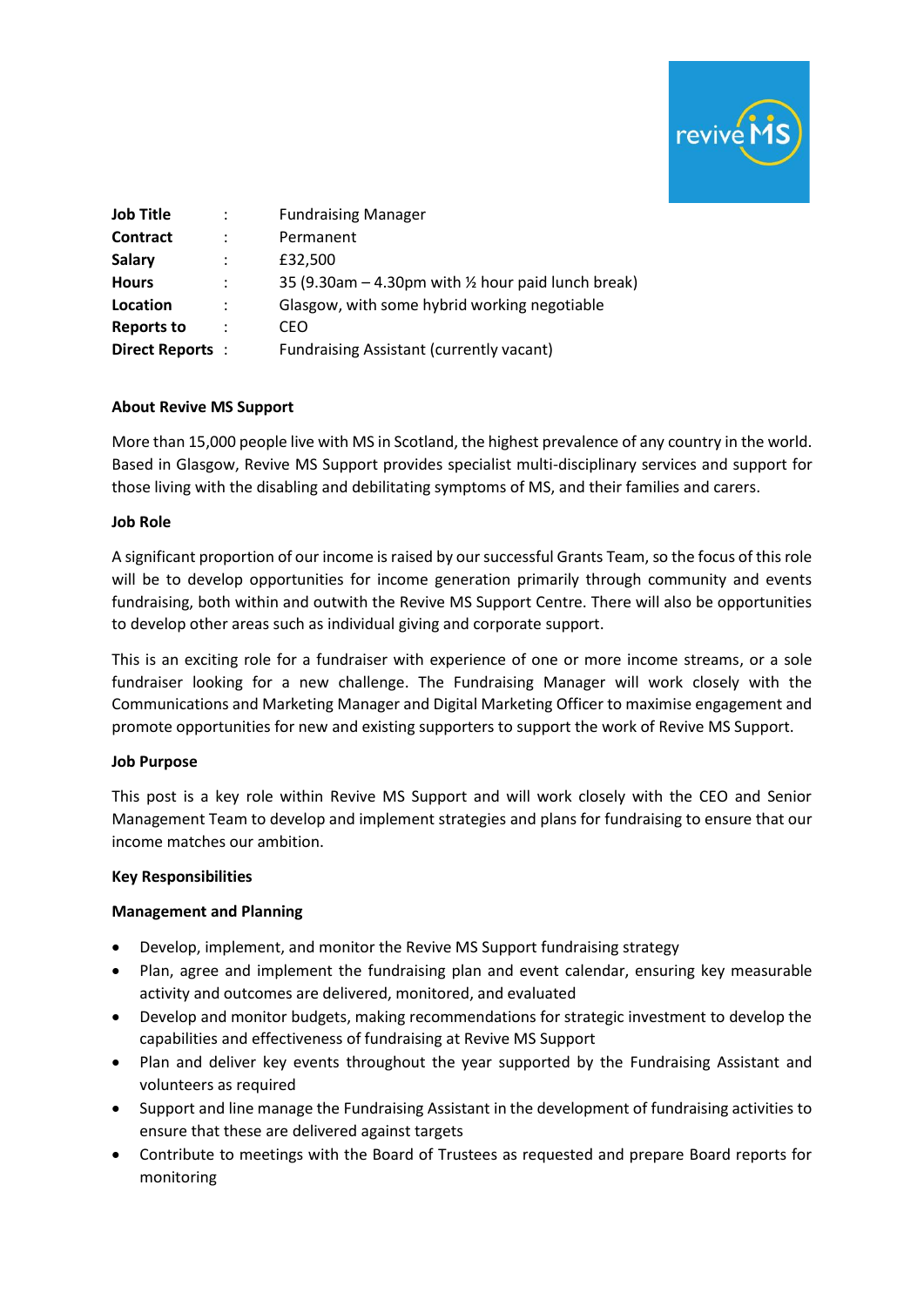| | | |
|---|---|---|
| **Job Title** | : | Fundraising Manager |
| **Contract** | : | Permanent |
| **Salary** | : | £32,500 |
| **Hours** | : | 35 (9.30am – 4.30pm with ½ hour paid lunch break) |
| **Location** | : | Glasgow, with some hybrid working negotiable |
| **Reports to** | : | CEO |
| **Direct Reports** | : | Fundraising Assistant (currently vacant) |

**About Revive MS Support**

More than 15,000 people live with MS in Scotland, the highest prevalence of any country in the world. Based in Glasgow, Revive MS Support provides specialist multi-disciplinary services and support for those living with the disabling and debilitating symptoms of MS, and their families and carers.

**Job Role**

A significant proportion of our income is raised by our successful Grants Team, so the focus of this role will be to develop opportunities for income generation primarily through community and events fundraising, both within and outwith the Revive MS Support Centre. There will also be opportunities to develop other areas such as individual giving and corporate support.

This is an exciting role for a fundraiser with experience of one or more income streams, or a sole fundraiser looking for a new challenge. The Fundraising Manager will work closely with the Communications and Marketing Manager and Digital Marketing Officer to maximise engagement and promote opportunities for new and existing supporters to support the work of Revive MS Support.

**Job Purpose**

This post is a key role within Revive MS Support and will work closely with the CEO and Senior Management Team to develop and implement strategies and plans for fundraising to ensure that our income matches our ambition.

**Key Responsibilities**

**Management and Planning**

- Develop, implement, and monitor the Revive MS Support fundraising strategy
- Plan, agree and implement the fundraising plan and event calendar, ensuring key measurable activity and outcomes are delivered, monitored, and evaluated
- Develop and monitor budgets, making recommendations for strategic investment to develop the capabilities and effectiveness of fundraising at Revive MS Support
- Plan and deliver key events throughout the year supported by the Fundraising Assistant and volunteers as required
- Support and line manage the Fundraising Assistant in the development of fundraising activities to ensure that these are delivered against targets
- Contribute to meetings with the Board of Trustees as requested and prepare Board reports for monitoring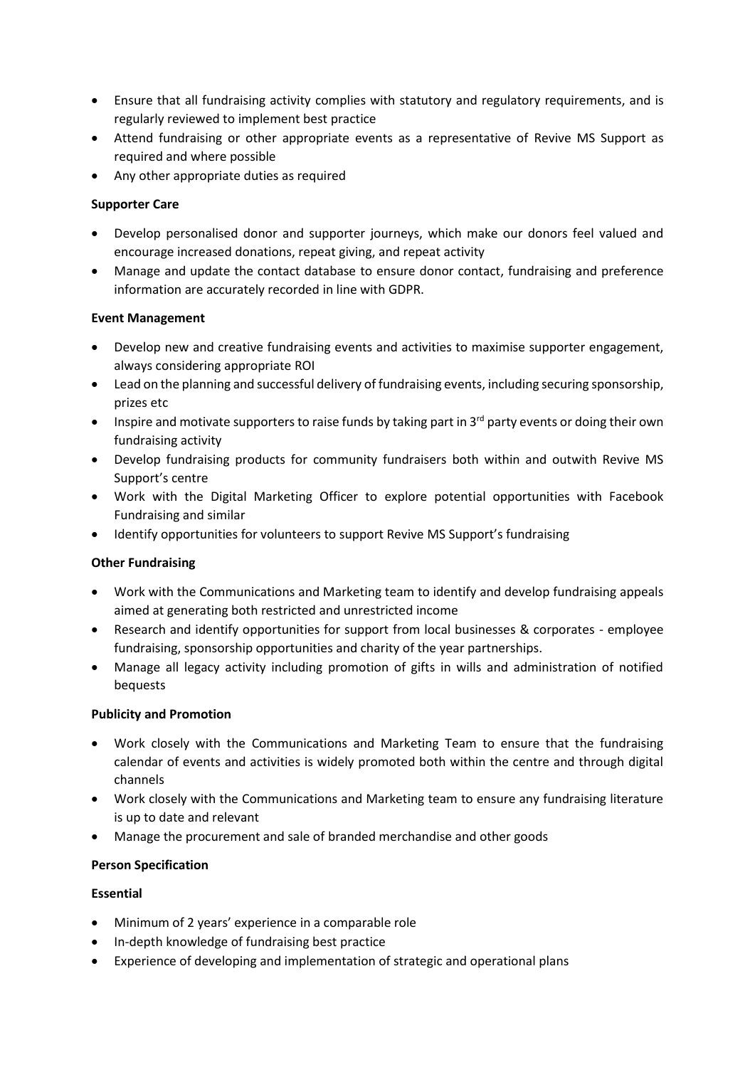- Ensure that all fundraising activity complies with statutory and regulatory requirements, and is regularly reviewed to implement best practice
- Attend fundraising or other appropriate events as a representative of Revive MS Support as required and where possible
- Any other appropriate duties as required

**Supporter Care**

- Develop personalised donor and supporter journeys, which make our donors feel valued and encourage increased donations, repeat giving, and repeat activity
- Manage and update the contact database to ensure donor contact, fundraising and preference information are accurately recorded in line with GDPR.

**Event Management**

- Develop new and creative fundraising events and activities to maximise supporter engagement, always considering appropriate ROI
- Lead on the planning and successful delivery of fundraising events, including securing sponsorship, prizes etc
- Inspire and motivate supporters to raise funds by taking part in 3rd party events or doing their own fundraising activity
- Develop fundraising products for community fundraisers both within and outwith Revive MS Support's centre
- Work with the Digital Marketing Officer to explore potential opportunities with Facebook Fundraising and similar
- Identify opportunities for volunteers to support Revive MS Support's fundraising

**Other Fundraising**

- Work with the Communications and Marketing team to identify and develop fundraising appeals aimed at generating both restricted and unrestricted income
- Research and identify opportunities for support from local businesses & corporates - employee fundraising, sponsorship opportunities and charity of the year partnerships.
- Manage all legacy activity including promotion of gifts in wills and administration of notified bequests

**Publicity and Promotion**

- Work closely with the Communications and Marketing Team to ensure that the fundraising calendar of events and activities is widely promoted both within the centre and through digital channels
- Work closely with the Communications and Marketing team to ensure any fundraising literature is up to date and relevant
- Manage the procurement and sale of branded merchandise and other goods

**Person Specification**

**Essential**

- Minimum of 2 years' experience in a comparable role
- In-depth knowledge of fundraising best practice
- Experience of developing and implementation of strategic and operational plans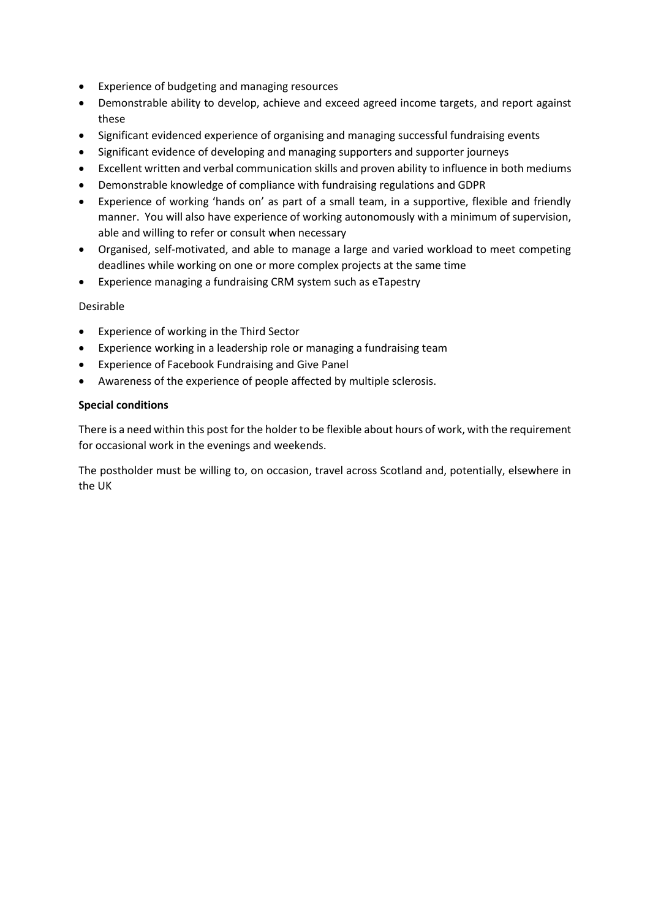- Experience of budgeting and managing resources
- Demonstrable ability to develop, achieve and exceed agreed income targets, and report against these
- Significant evidenced experience of organising and managing successful fundraising events
- Significant evidence of developing and managing supporters and supporter journeys
- Excellent written and verbal communication skills and proven ability to influence in both mediums
- Demonstrable knowledge of compliance with fundraising regulations and GDPR
- Experience of working 'hands on' as part of a small team, in a supportive, flexible and friendly manner. You will also have experience of working autonomously with a minimum of supervision, able and willing to refer or consult when necessary
- Organised, self-motivated, and able to manage a large and varied workload to meet competing deadlines while working on one or more complex projects at the same time
- Experience managing a fundraising CRM system such as eTapestry

Desirable

- Experience of working in the Third Sector
- Experience working in a leadership role or managing a fundraising team
- Experience of Facebook Fundraising and Give Panel
- Awareness of the experience of people affected by multiple sclerosis.

**Special conditions**

There is a need within this post for the holder to be flexible about hours of work, with the requirement for occasional work in the evenings and weekends.

The postholder must be willing to, on occasion, travel across Scotland and, potentially, elsewhere in the UK